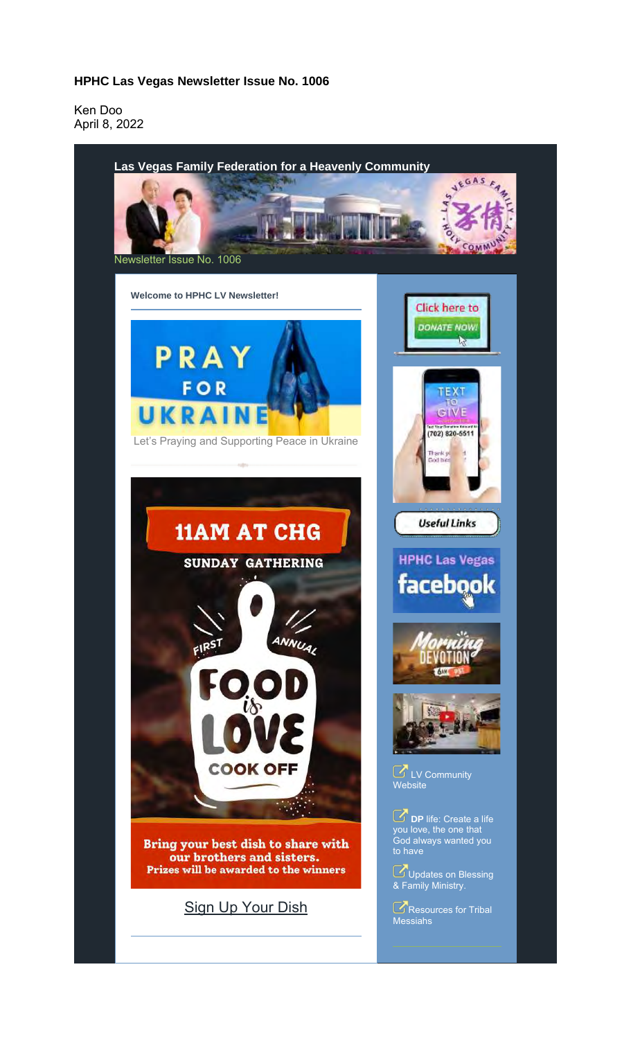**HPHC Las Vegas Newsletter Issue No. 1006**

Ken Doo
April 8, 2022

**Las Vegas Family Federation for a Heavenly Community**

Newsletter Issue No. 1006

**Welcome to HPHC LV Newsletter!**

PRAY FOR UKRAINE

Let's Praying and Supporting Peace in Ukraine

11AM AT CHG

SUNDAY GATHERING

FIRST ANNUAL FOOD is LOVE COOK OFF

Bring your best dish to share with our brothers and sisters.
Prizes will be awarded to the winners

Sign Up Your Dish

Click here to DONATE NOW!

TEXT TO GIVE (702) 820-5511

Useful Links

HPHC Las Vegas facebook

Morning Devotion

LV Community Website

**DP** life: Create a life you love, the one that God always wanted you to have

Updates on Blessing & Family Ministry.

Resources for Tribal Messiahs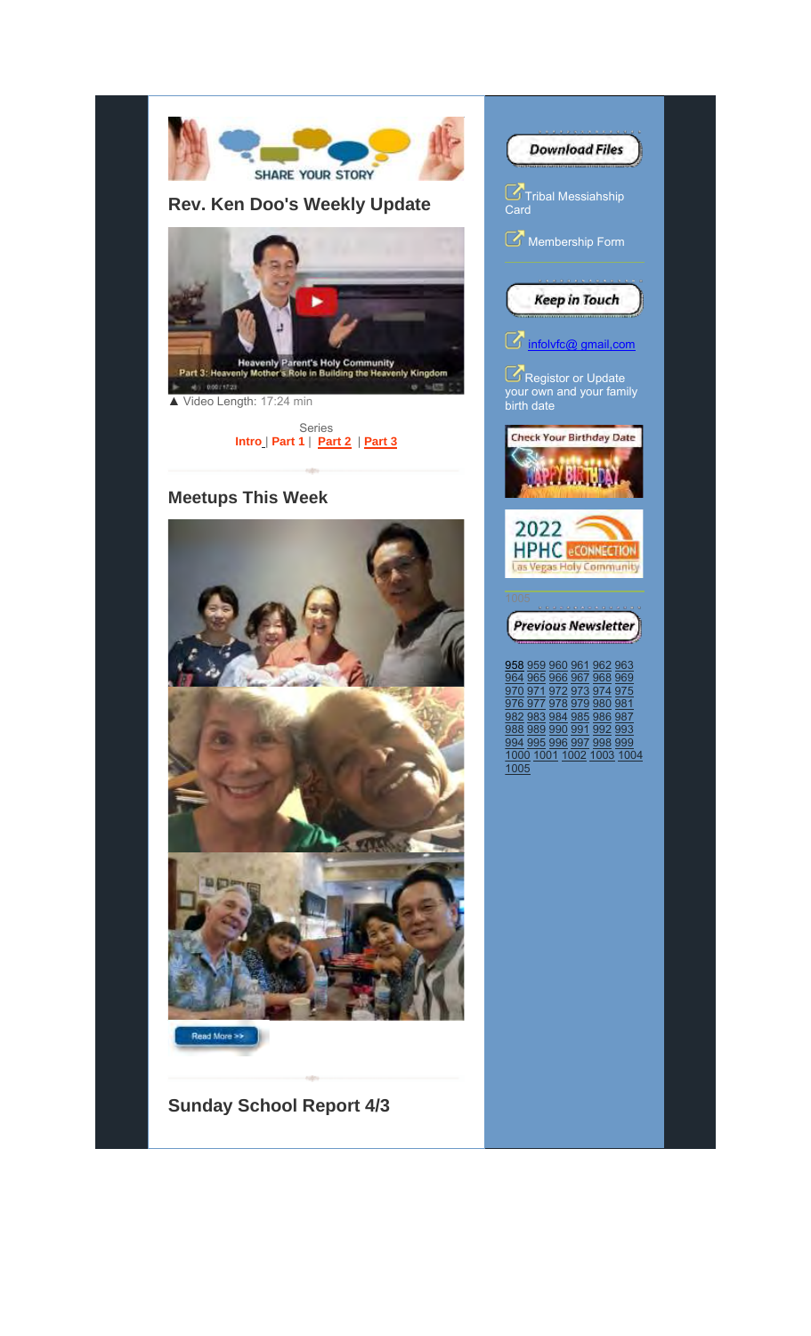## Rev. Ken Doo's Weekly Update

▲ Video Length: 17:24 min

Series
**Intro** | **Part 1** | **Part 2** | **Part 3**

## Meetups This Week

Read More >>

## Sunday School Report 4/3

**Download Files**

Tribal Messiahship Card

Membership Form

**Keep in Touch**

infolvfc@ gmail.com

Registor or Update your own and your family birth date

Check Your Birthday Date

2022 HPHC eCONNECTION Las Vegas Holy Community

**Previous Newsletter**

958 959 960 961 962 963 964 965 966 967 968 969 970 971 972 973 974 975 976 977 978 979 980 981 982 983 984 985 986 987 988 989 990 991 992 993 994 995 996 997 998 999 1000 1001 1002 1003 1004 1005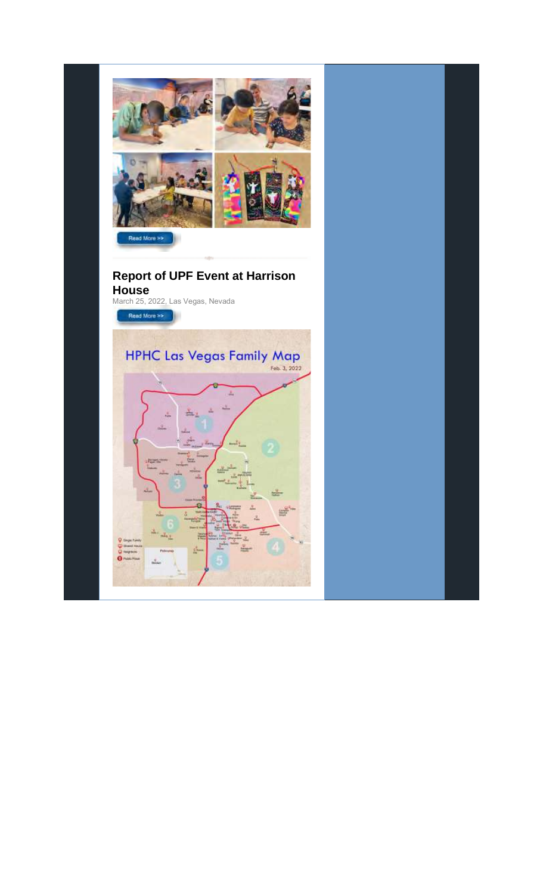Read More >>

## Report of UPF Event at Harrison House

March 25, 2022, Las Vegas, Nevada

Read More >>

HPHC Las Vegas Family Map

Feb. 3, 2022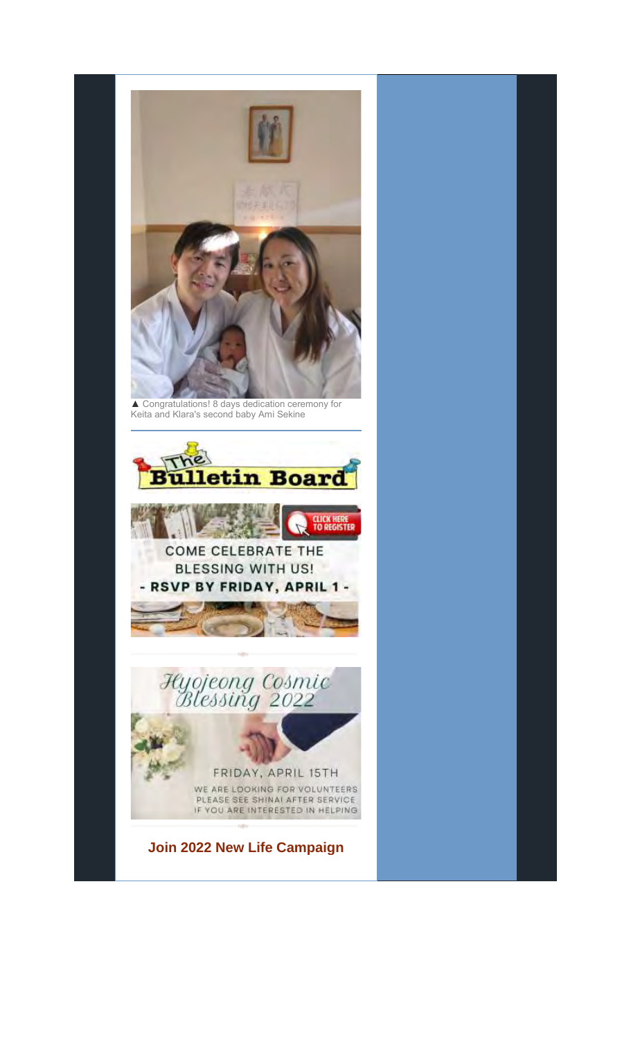▲ Congratulations! 8 days dedication ceremony for Keita and Klara's second baby Ami Sekine

The Bulletin Board

CLICK HERE TO REGISTER

COME CELEBRATE THE BLESSING WITH US!

- RSVP BY FRIDAY, APRIL 1 -

Hyojeong Cosmic Blessing 2022

FRIDAY, APRIL 15TH

WE ARE LOOKING FOR VOLUNTEERS PLEASE SEE SHINAI AFTER SERVICE IF YOU ARE INTERESTED IN HELPING

**Join 2022 New Life Campaign**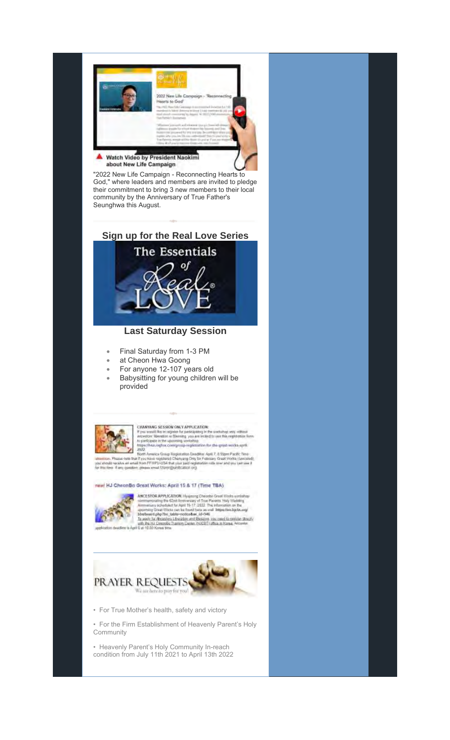**Watch Video by President Naokimi about New Life Campaign**

"2022 New Life Campaign - Reconnecting Hearts to God," where leaders and members are invited to pledge their commitment to bring 3 new members to their local community by the Anniversary of True Father's Seunghwa this August.

## Sign up for the Real Love Series

### Last Saturday Session

- Final Saturday from 1-3 PM
- at Cheon Hwa Goong
- For anyone 12-107 years old
- Babysitting for young children will be provided

CHANYANG SESSION ONLY APPLICATION:
If you would like to register for participating in the workshop only without ancestors' liberation or Blessing, you are invited to use this registration form to participate in the upcoming workshop: https://hsa.regfox.com/group-registration-for-the-great-works-april-2022

North America Group Registration Deadline: April 7, 6:59pm Pacific Time

Attention: Please note that if you have registered Chanyang Only for February Great Works (canceled) you should receive an email from FFWPU-USA that your paid registration rolls over and you can use it for this time. If any question, please email f2hren@unification.org

new! HJ CheonBo Great Works: April 15 & 17 (Time TBA)

ANCESTOR APPLICATION: Hyojeong Cheonbo Great Works workshop commemorating the 62nd Anniversary of True Parents Holy Wedding Anniversary scheduled for April 15-17, 2022. The information on the upcoming Great Works can be found here as well: https://en.hjcbt.org/bbs/board.php?bo_table=notice&wr_id=946

To apply for Ancestors Liberation and Blessing, you need to register directly with the HJ CheonBo Training Center (HJCBTC) office in Korea. Ancestor application deadline is April 6 at 10:00 Korea time.

PRAYER REQUESTS

We are here to pray for you!

- For True Mother's health, safety and victory
- For the Firm Establishment of Heavenly Parent's Holy Community
- Heavenly Parent's Holy Community In-reach condition from July 11th 2021 to April 13th 2022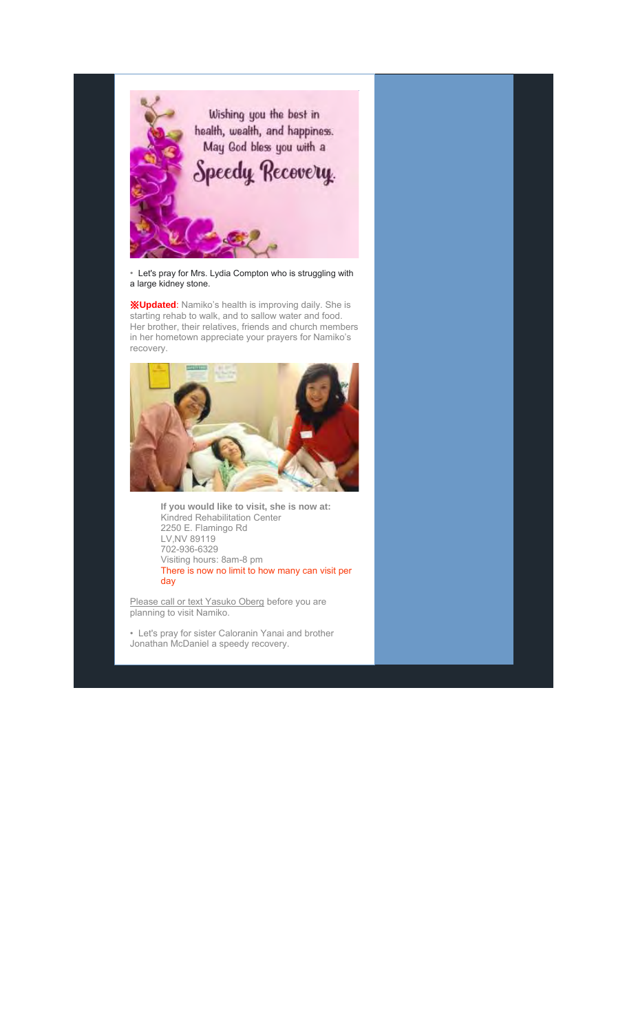• Let's pray for Mrs. Lydia Compton who is struggling with a large kidney stone.

※**Updated**: Namiko's health is improving daily. She is starting rehab to walk, and to sallow water and food. Her brother, their relatives, friends and church members in her hometown appreciate your prayers for Namiko's recovery.

**If you would like to visit, she is now at:**
Kindred Rehabilitation Center
2250 E. Flamingo Rd
LV,NV 89119
702-936-6329
Visiting hours: 8am-8 pm
There is now no limit to how many can visit per day

Please call or text Yasuko Oberg before you are planning to visit Namiko.

• Let's pray for sister Caloranin Yanai and brother Jonathan McDaniel a speedy recovery.